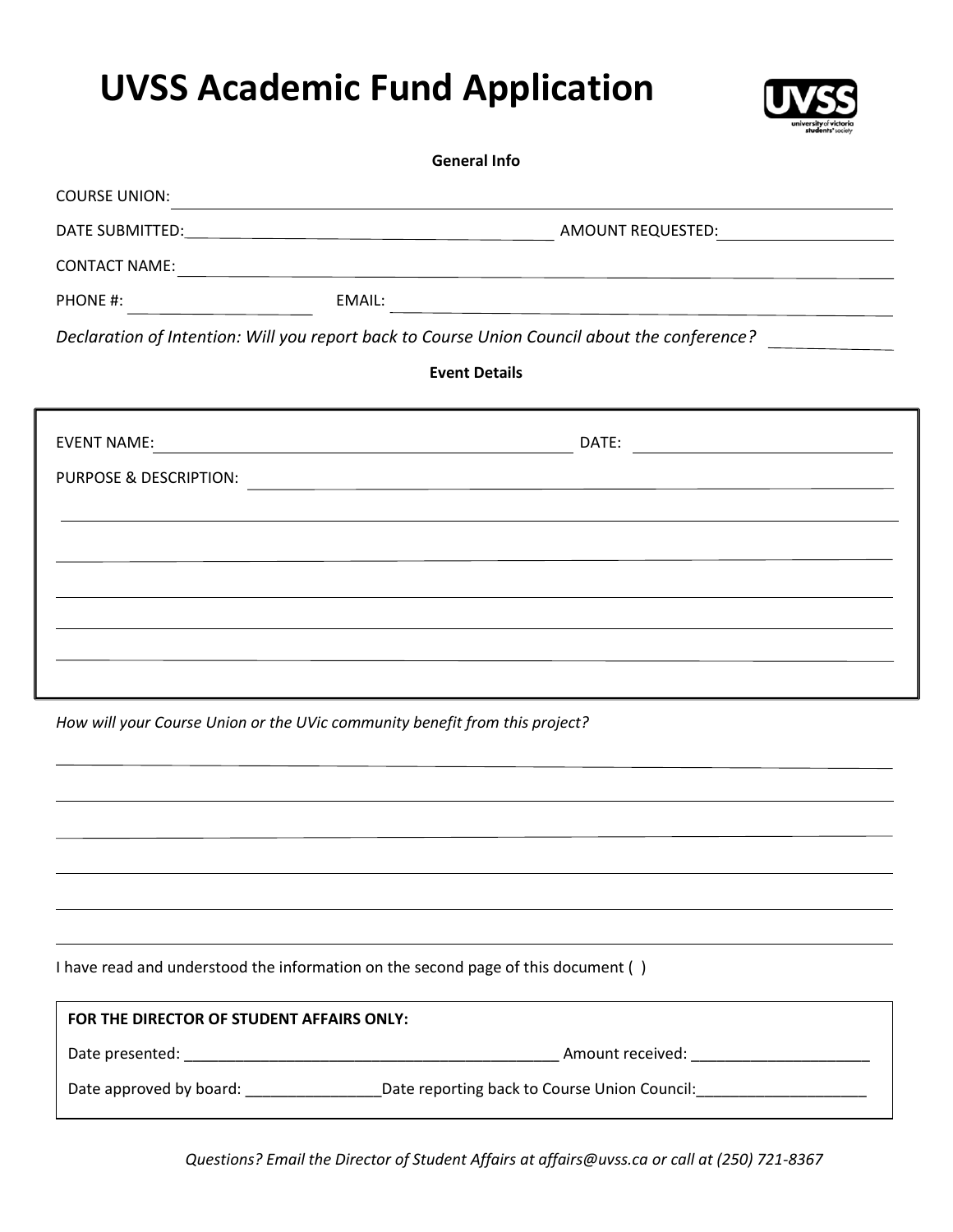# UVSS Academic Fund Application

**General Info**

COURSE UNION: ______________________________________________

DATE SUBMITTED: ______________________ AMOUNT REQUESTED: ______________

CONTACT NAME: ______________________________________________

PHONE #: ______________ EMAIL: ______________________________

*Declaration of Intention: Will you report back to Course Union Council about the conference?* __________

**Event Details**

EVENT NAME: ______________________________ DATE: ______________

PURPOSE & DESCRIPTION: ______________________________________________

______________________________________________

______________________________________________

______________________________________________

______________________________________________

______________________________________________

*How will your Course Union or the UVic community benefit from this project?*

______________________________________________

______________________________________________

______________________________________________

______________________________________________

______________________________________________

______________________________________________

I have read and understood the information on the second page of this document ( )

**FOR THE DIRECTOR OF STUDENT AFFAIRS ONLY:**

Date presented: ____________________________________________ Amount received: _____________________

Date approved by board: ________________Date reporting back to Course Union Council:____________________

*Questions? Email the Director of Student Affairs at affairs@uvss.ca or call at (250) 721-8367*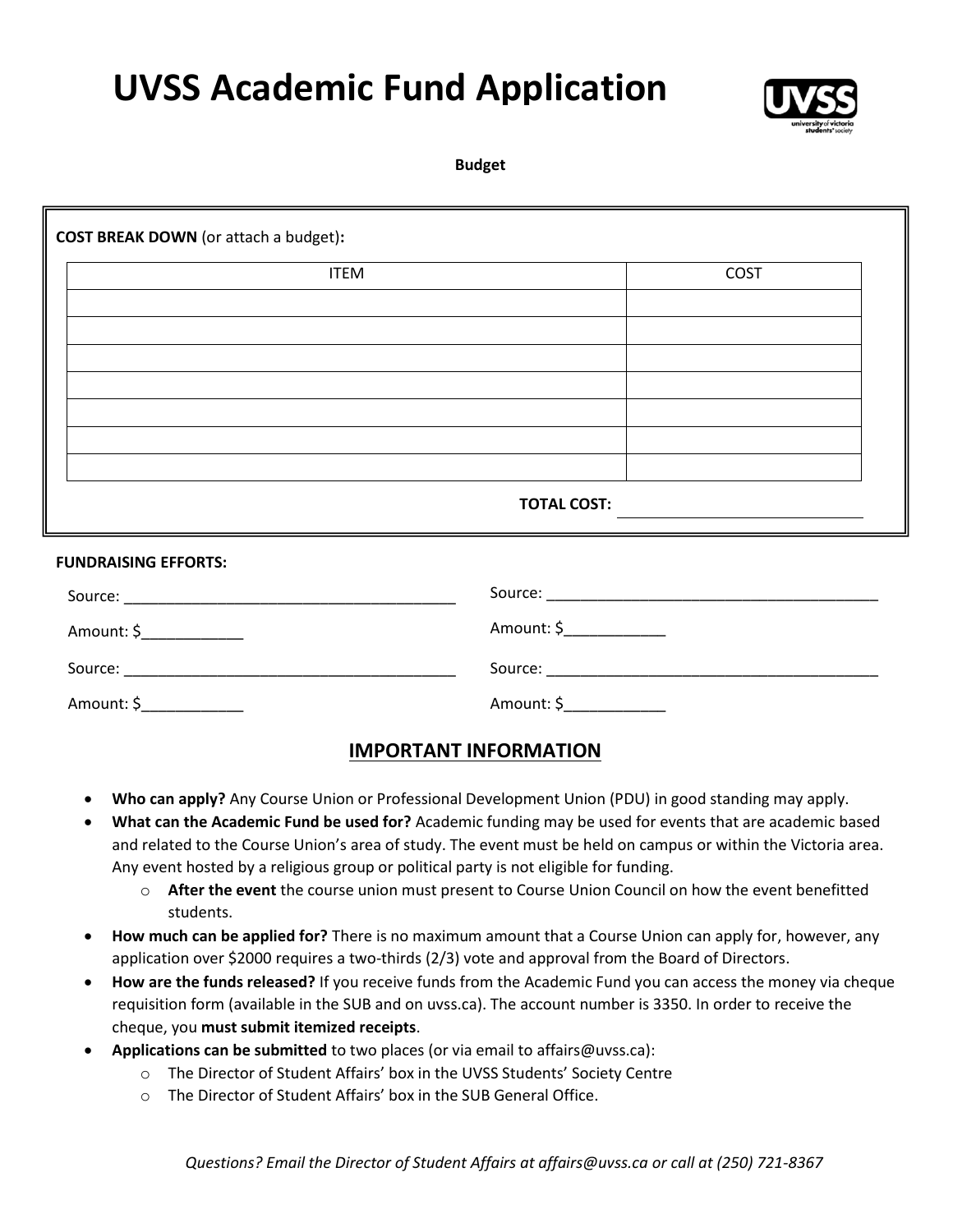# UVSS Academic Fund Application

**Budget**

**COST BREAK DOWN** (or attach a budget)**:**

| ITEM | COST |
|---|---|
| | |
| | |
| | |
| | |
| | |
| | |
| | |

**TOTAL COST:** ____________________

**FUNDRAISING EFFORTS:**

Source: ________________________________________

Amount: $____________

Source: ________________________________________

Amount: $____________

Source: ________________________________________

Amount: $____________

Source: ________________________________________

Amount: $____________

## IMPORTANT INFORMATION

- **Who can apply?** Any Course Union or Professional Development Union (PDU) in good standing may apply.
- **What can the Academic Fund be used for?** Academic funding may be used for events that are academic based and related to the Course Union's area of study. The event must be held on campus or within the Victoria area. Any event hosted by a religious group or political party is not eligible for funding.
  - **After the event** the course union must present to Course Union Council on how the event benefitted students.
- **How much can be applied for?** There is no maximum amount that a Course Union can apply for, however, any application over $2000 requires a two-thirds (2/3) vote and approval from the Board of Directors.
- **How are the funds released?** If you receive funds from the Academic Fund you can access the money via cheque requisition form (available in the SUB and on uvss.ca). The account number is 3350. In order to receive the cheque, you **must submit itemized receipts**.
- **Applications can be submitted** to two places (or via email to affairs@uvss.ca):
  - The Director of Student Affairs' box in the UVSS Students' Society Centre
  - The Director of Student Affairs' box in the SUB General Office.

*Questions? Email the Director of Student Affairs at affairs@uvss.ca or call at (250) 721-8367*